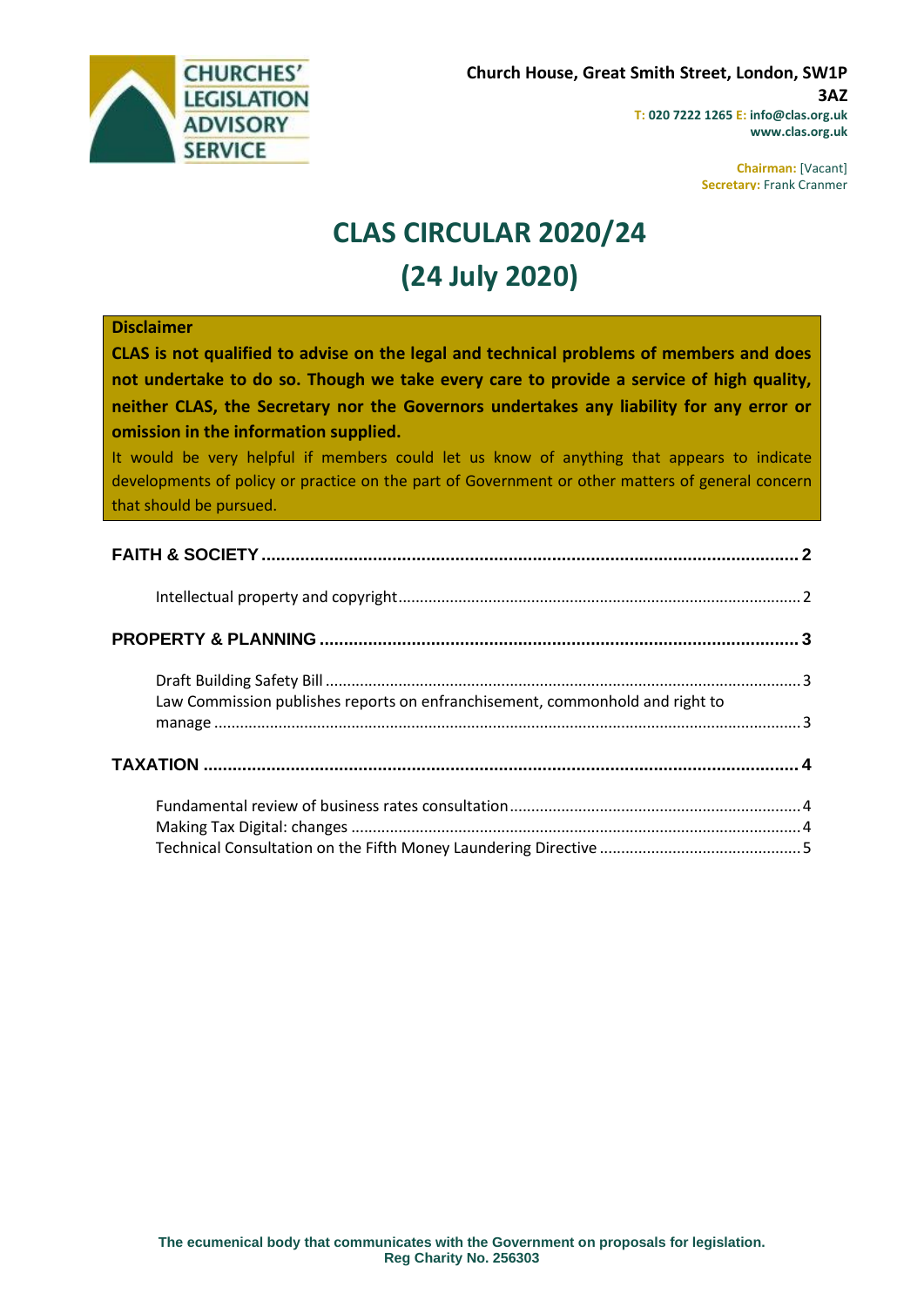Church House, Great Smith Street, London, SW1P 3AZ
T: 020 7222 1265 E: info@clas.org.uk
www.clas.org.uk

Chairman: [Vacant]
Secretary: Frank Cranmer

# CLAS CIRCULAR 2020/24
# (24 July 2020)

**Disclaimer**

**CLAS is not qualified to advise on the legal and technical problems of members and does not undertake to do so. Though we take every care to provide a service of high quality, neither CLAS, the Secretary nor the Governors undertakes any liability for any error or omission in the information supplied.**

It would be very helpful if members could let us know of anything that appears to indicate developments of policy or practice on the part of Government or other matters of general concern that should be pursued.

**FAITH & SOCIETY** .......... 2

- Intellectual property and copyright .......... 2

**PROPERTY & PLANNING** .......... 3

- Draft Building Safety Bill .......... 3
- Law Commission publishes reports on enfranchisement, commonhold and right to manage .......... 3

**TAXATION** .......... 4

- Fundamental review of business rates consultation .......... 4
- Making Tax Digital: changes .......... 4
- Technical Consultation on the Fifth Money Laundering Directive .......... 5

**The ecumenical body that communicates with the Government on proposals for legislation.**
**Reg Charity No. 256303**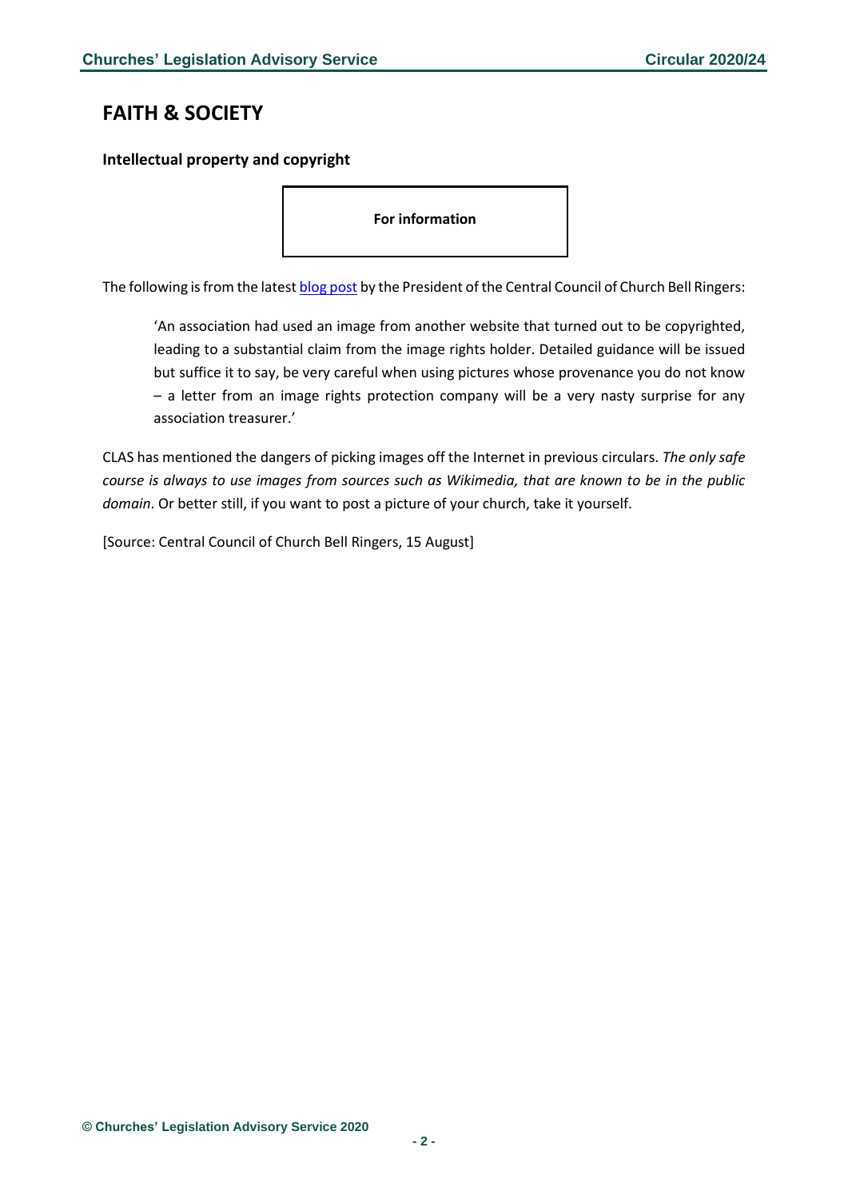# FAITH & SOCIETY

### Intellectual property and copyright

**For information**

The following is from the latest blog post by the President of the Central Council of Church Bell Ringers:

> 'An association had used an image from another website that turned out to be copyrighted, leading to a substantial claim from the image rights holder. Detailed guidance will be issued but suffice it to say, be very careful when using pictures whose provenance you do not know – a letter from an image rights protection company will be a very nasty surprise for any association treasurer.'

CLAS has mentioned the dangers of picking images off the Internet in previous circulars. *The only safe course is always to use images from sources such as Wikimedia, that are known to be in the public domain*. Or better still, if you want to post a picture of your church, take it yourself.

[Source: Central Council of Church Bell Ringers, 15 August]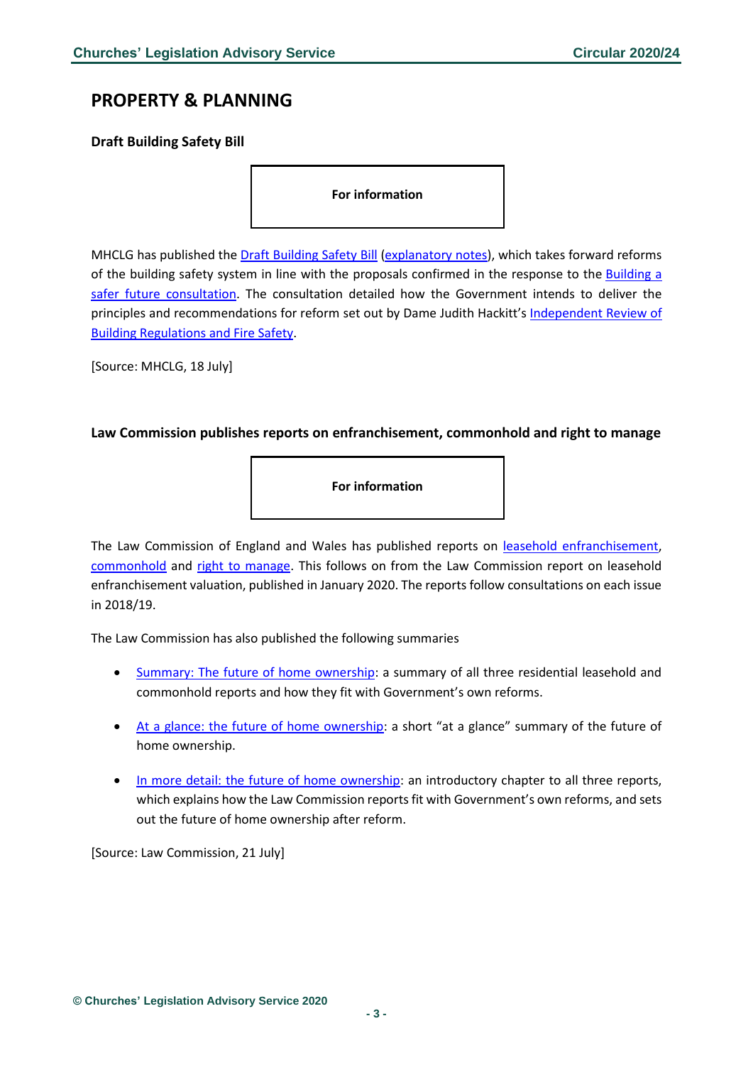## PROPERTY & PLANNING

### Draft Building Safety Bill

**For information**

MHCLG has published the Draft Building Safety Bill (explanatory notes), which takes forward reforms of the building safety system in line with the proposals confirmed in the response to the Building a safer future consultation. The consultation detailed how the Government intends to deliver the principles and recommendations for reform set out by Dame Judith Hackitt's Independent Review of Building Regulations and Fire Safety.

[Source: MHCLG, 18 July]

### Law Commission publishes reports on enfranchisement, commonhold and right to manage

**For information**

The Law Commission of England and Wales has published reports on leasehold enfranchisement, commonhold and right to manage. This follows on from the Law Commission report on leasehold enfranchisement valuation, published in January 2020. The reports follow consultations on each issue in 2018/19.

The Law Commission has also published the following summaries

- Summary: The future of home ownership: a summary of all three residential leasehold and commonhold reports and how they fit with Government's own reforms.
- At a glance: the future of home ownership: a short "at a glance" summary of the future of home ownership.
- In more detail: the future of home ownership: an introductory chapter to all three reports, which explains how the Law Commission reports fit with Government's own reforms, and sets out the future of home ownership after reform.

[Source: Law Commission, 21 July]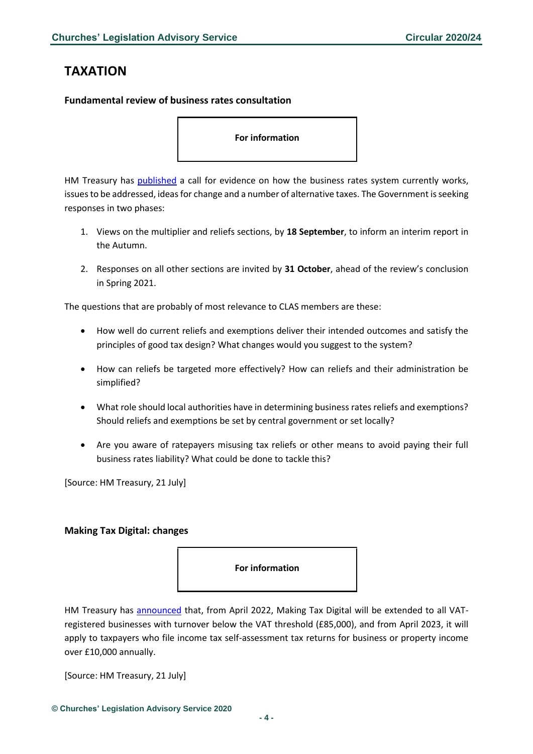# TAXATION

### Fundamental review of business rates consultation

**For information**

HM Treasury has published a call for evidence on how the business rates system currently works, issues to be addressed, ideas for change and a number of alternative taxes. The Government is seeking responses in two phases:

1. Views on the multiplier and reliefs sections, by **18 September**, to inform an interim report in the Autumn.
2. Responses on all other sections are invited by **31 October**, ahead of the review's conclusion in Spring 2021.

The questions that are probably of most relevance to CLAS members are these:

- How well do current reliefs and exemptions deliver their intended outcomes and satisfy the principles of good tax design? What changes would you suggest to the system?
- How can reliefs be targeted more effectively? How can reliefs and their administration be simplified?
- What role should local authorities have in determining business rates reliefs and exemptions? Should reliefs and exemptions be set by central government or set locally?
- Are you aware of ratepayers misusing tax reliefs or other means to avoid paying their full business rates liability? What could be done to tackle this?

[Source: HM Treasury, 21 July]

### Making Tax Digital: changes

**For information**

HM Treasury has announced that, from April 2022, Making Tax Digital will be extended to all VAT-registered businesses with turnover below the VAT threshold (£85,000), and from April 2023, it will apply to taxpayers who file income tax self-assessment tax returns for business or property income over £10,000 annually.

[Source: HM Treasury, 21 July]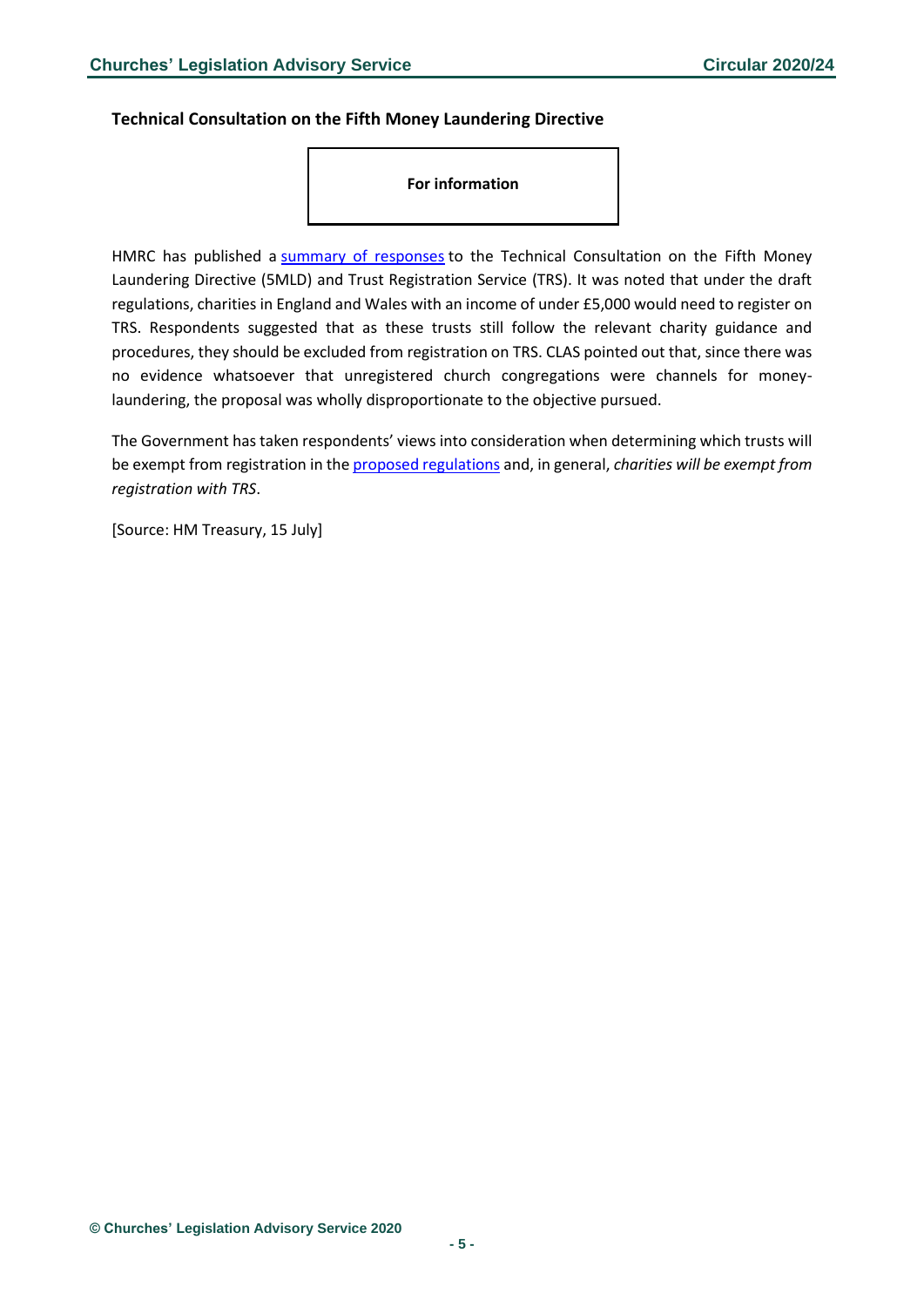### Technical Consultation on the Fifth Money Laundering Directive

**For information**

HMRC has published a summary of responses to the Technical Consultation on the Fifth Money Laundering Directive (5MLD) and Trust Registration Service (TRS). It was noted that under the draft regulations, charities in England and Wales with an income of under £5,000 would need to register on TRS. Respondents suggested that as these trusts still follow the relevant charity guidance and procedures, they should be excluded from registration on TRS. CLAS pointed out that, since there was no evidence whatsoever that unregistered church congregations were channels for money-laundering, the proposal was wholly disproportionate to the objective pursued.

The Government has taken respondents' views into consideration when determining which trusts will be exempt from registration in the proposed regulations and, in general, *charities will be exempt from registration with TRS*.

[Source: HM Treasury, 15 July]